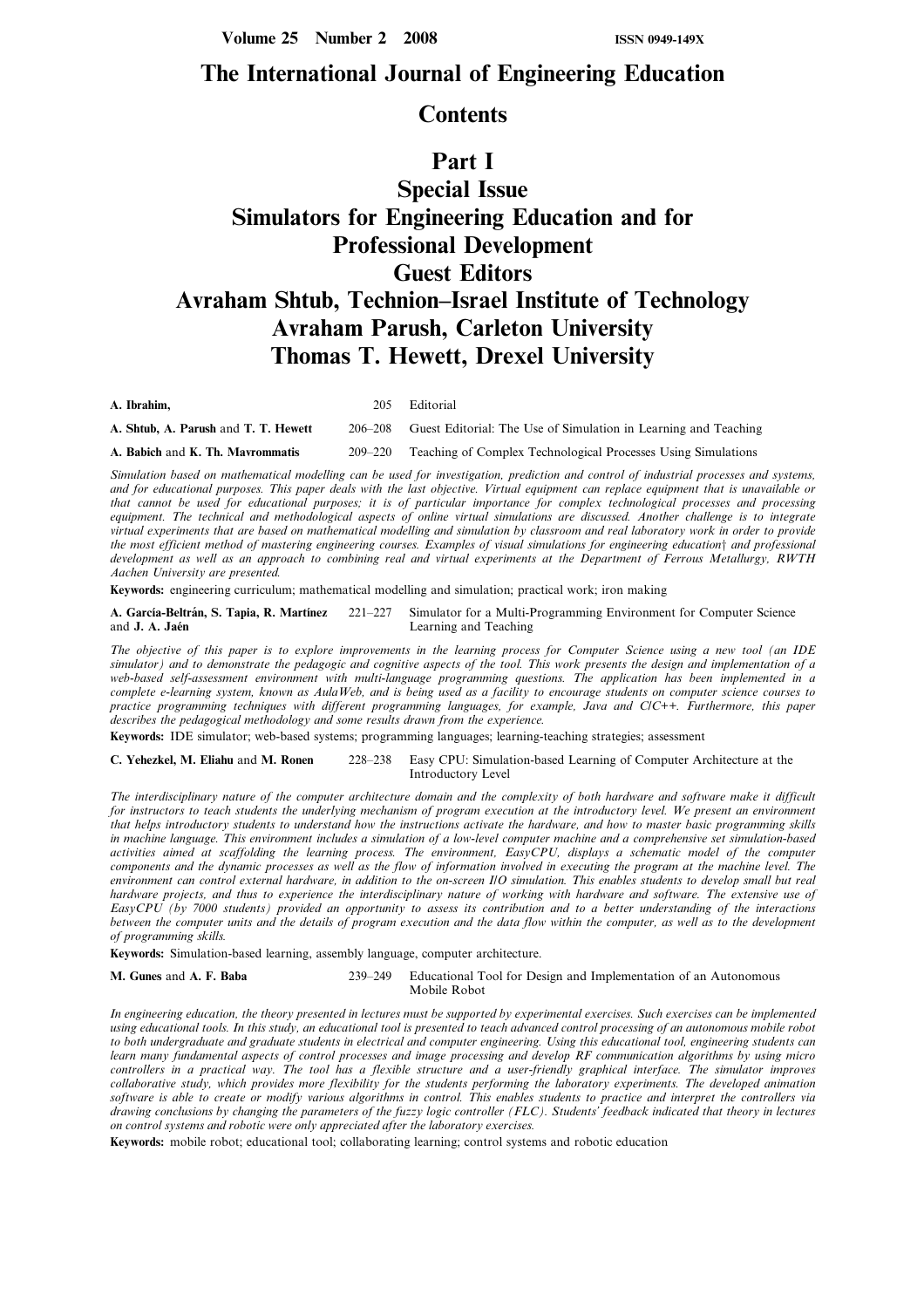Volume 25 Number 2 2008 ISSN 0949-149X

# The International Journal of Engineering Education

## Contents

## Part I
## Special Issue
## Simulators for Engineering Education and for Professional Development
## Guest Editors
## Avraham Shtub, Technion–Israel Institute of Technology
## Avraham Parush, Carleton University
## Thomas T. Hewett, Drexel University

**A. Ibrahim,** 205 Editorial

**A. Shtub, A. Parush** and **T. T. Hewett** 206–208 Guest Editorial: The Use of Simulation in Learning and Teaching

**A. Babich** and **K. Th. Mavrommatis** 209–220 Teaching of Complex Technological Processes Using Simulations

*Simulation based on mathematical modelling can be used for investigation, prediction and control of industrial processes and systems, and for educational purposes. This paper deals with the last objective. Virtual equipment can replace equipment that is unavailable or that cannot be used for educational purposes; it is of particular importance for complex technological processes and processing equipment. The technical and methodological aspects of online virtual simulations are discussed. Another challenge is to integrate virtual experiments that are based on mathematical modelling and simulation by classroom and real laboratory work in order to provide the most efficient method of mastering engineering courses. Examples of visual simulations for engineering education† and professional development as well as an approach to combining real and virtual experiments at the Department of Ferrous Metallurgy, RWTH Aachen University are presented.*

**Keywords:** engineering curriculum; mathematical modelling and simulation; practical work; iron making

**A. García-Beltrán, S. Tapia, R. Martínez** and **J. A. Jaén** 221–227 Simulator for a Multi-Programming Environment for Computer Science Learning and Teaching

*The objective of this paper is to explore improvements in the learning process for Computer Science using a new tool (an IDE simulator) and to demonstrate the pedagogic and cognitive aspects of the tool. This work presents the design and implementation of a web-based self-assessment environment with multi-language programming questions. The application has been implemented in a complete e-learning system, known as AulaWeb, and is being used as a facility to encourage students on computer science courses to practice programming techniques with different programming languages, for example, Java and C/C++. Furthermore, this paper describes the pedagogical methodology and some results drawn from the experience.*

**Keywords:** IDE simulator; web-based systems; programming languages; learning-teaching strategies; assessment

**C. Yehezkel, M. Eliahu** and **M. Ronen** 228–238 Easy CPU: Simulation-based Learning of Computer Architecture at the Introductory Level

*The interdisciplinary nature of the computer architecture domain and the complexity of both hardware and software make it difficult for instructors to teach students the underlying mechanism of program execution at the introductory level. We present an environment that helps introductory students to understand how the instructions activate the hardware, and how to master basic programming skills in machine language. This environment includes a simulation of a low-level computer machine and a comprehensive set simulation-based activities aimed at scaffolding the learning process. The environment, EasyCPU, displays a schematic model of the computer components and the dynamic processes as well as the flow of information involved in executing the program at the machine level. The environment can control external hardware, in addition to the on-screen I/O simulation. This enables students to develop small but real hardware projects, and thus to experience the interdisciplinary nature of working with hardware and software. The extensive use of EasyCPU (by 7000 students) provided an opportunity to assess its contribution and to a better understanding of the interactions between the computer units and the details of program execution and the data flow within the computer, as well as to the development of programming skills.*

**Keywords:** Simulation-based learning, assembly language, computer architecture.

**M. Gunes** and **A. F. Baba** 239–249 Educational Tool for Design and Implementation of an Autonomous Mobile Robot

*In engineering education, the theory presented in lectures must be supported by experimental exercises. Such exercises can be implemented using educational tools. In this study, an educational tool is presented to teach advanced control processing of an autonomous mobile robot to both undergraduate and graduate students in electrical and computer engineering. Using this educational tool, engineering students can learn many fundamental aspects of control processes and image processing and develop RF communication algorithms by using micro controllers in a practical way. The tool has a flexible structure and a user-friendly graphical interface. The simulator improves collaborative study, which provides more flexibility for the students performing the laboratory experiments. The developed animation software is able to create or modify various algorithms in control. This enables students to practice and interpret the controllers via drawing conclusions by changing the parameters of the fuzzy logic controller (FLC). Students' feedback indicated that theory in lectures on control systems and robotic were only appreciated after the laboratory exercises.*

**Keywords:** mobile robot; educational tool; collaborating learning; control systems and robotic education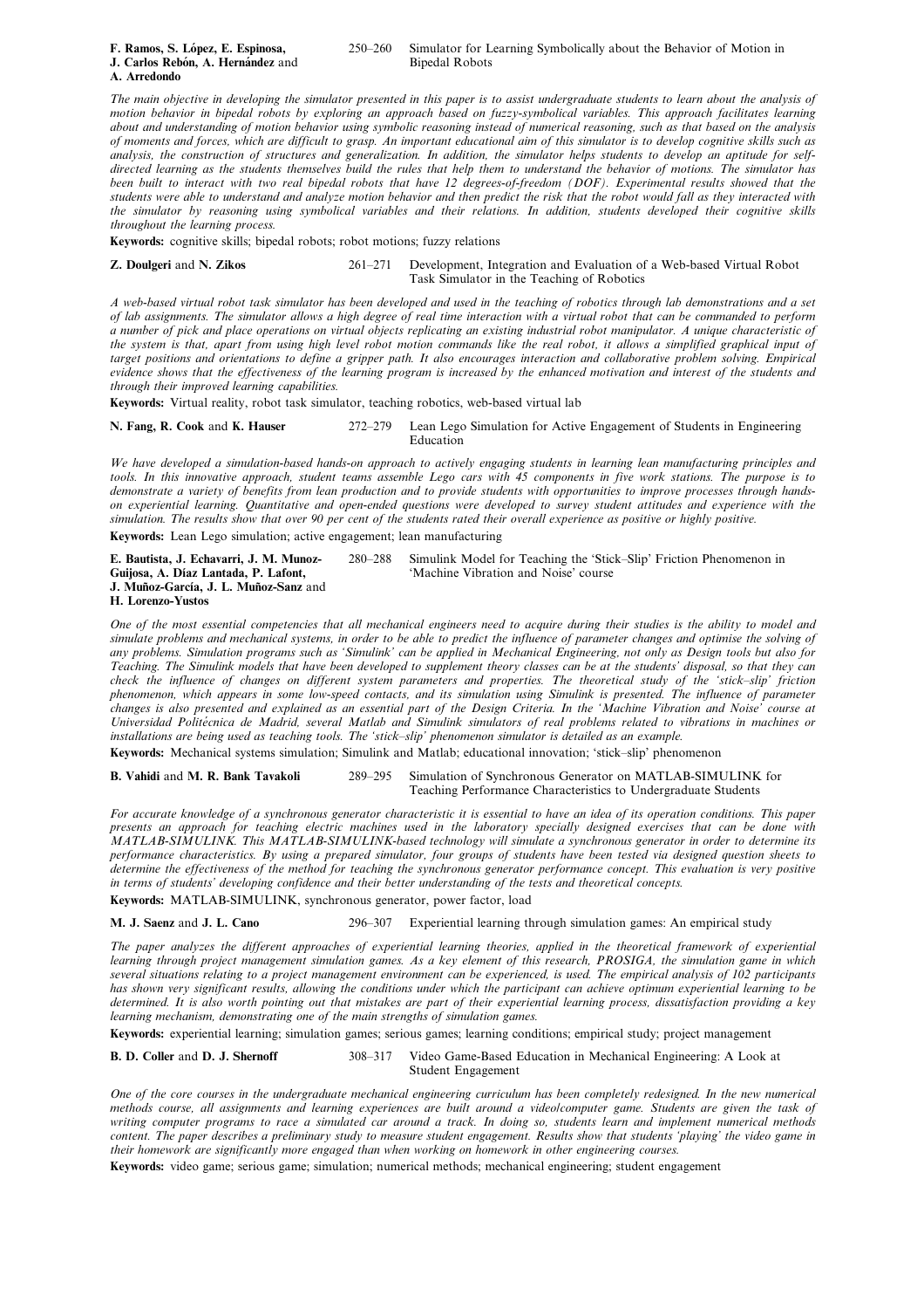**F. Ramos, S. López, E. Espinosa, J. Carlos Rebón, A. Hernández** and **A. Arredondo** 250–260 Simulator for Learning Symbolically about the Behavior of Motion in Bipedal Robots

*The main objective in developing the simulator presented in this paper is to assist undergraduate students to learn about the analysis of motion behavior in bipedal robots by exploring an approach based on fuzzy-symbolical variables. This approach facilitates learning about and understanding of motion behavior using symbolic reasoning instead of numerical reasoning, such as that based on the analysis of moments and forces, which are difficult to grasp. An important educational aim of this simulator is to develop cognitive skills such as analysis, the construction of structures and generalization. In addition, the simulator helps students to develop an aptitude for self-directed learning as the students themselves build the rules that help them to understand the behavior of motions. The simulator has been built to interact with two real bipedal robots that have 12 degrees-of-freedom (DOF). Experimental results showed that the students were able to understand and analyze motion behavior and then predict the risk that the robot would fall as they interacted with the simulator by reasoning using symbolical variables and their relations. In addition, students developed their cognitive skills throughout the learning process.*

**Keywords:** cognitive skills; bipedal robots; robot motions; fuzzy relations

**Z. Doulgeri** and **N. Zikos** 261–271 Development, Integration and Evaluation of a Web-based Virtual Robot Task Simulator in the Teaching of Robotics

*A web-based virtual robot task simulator has been developed and used in the teaching of robotics through lab demonstrations and a set of lab assignments. The simulator allows a high degree of real time interaction with a virtual robot that can be commanded to perform a number of pick and place operations on virtual objects replicating an existing industrial robot manipulator. A unique characteristic of the system is that, apart from using high level robot motion commands like the real robot, it allows a simplified graphical input of target positions and orientations to define a gripper path. It also encourages interaction and collaborative problem solving. Empirical evidence shows that the effectiveness of the learning program is increased by the enhanced motivation and interest of the students and through their improved learning capabilities.*

**Keywords:** Virtual reality, robot task simulator, teaching robotics, web-based virtual lab

**N. Fang, R. Cook** and **K. Hauser** 272–279 Lean Lego Simulation for Active Engagement of Students in Engineering Education

*We have developed a simulation-based hands-on approach to actively engaging students in learning lean manufacturing principles and tools. In this innovative approach, student teams assemble Lego cars with 45 components in five work stations. The purpose is to demonstrate a variety of benefits from lean production and to provide students with opportunities to improve processes through hands-on experiential learning. Quantitative and open-ended questions were developed to survey student attitudes and experience with the simulation. The results show that over 90 per cent of the students rated their overall experience as positive or highly positive.*

**Keywords:** Lean Lego simulation; active engagement; lean manufacturing

**E. Bautista, J. Echavarri, J. M. Munoz-Guijosa, A. Díaz Lantada, P. Lafont, J. Muñoz-García, J. L. Muñoz-Sanz** and **H. Lorenzo-Yustos** 280–288 Simulink Model for Teaching the 'Stick–Slip' Friction Phenomenon in 'Machine Vibration and Noise' course

*One of the most essential competencies that all mechanical engineers need to acquire during their studies is the ability to model and simulate problems and mechanical systems, in order to be able to predict the influence of parameter changes and optimise the solving of any problems. Simulation programs such as 'Simulink' can be applied in Mechanical Engineering, not only as Design tools but also for Teaching. The Simulink models that have been developed to supplement theory classes can be at the students' disposal, so that they can check the influence of changes on different system parameters and properties. The theoretical study of the 'stick–slip' friction phenomenon, which appears in some low-speed contacts, and its simulation using Simulink is presented. The influence of parameter changes is also presented and explained as an essential part of the Design Criteria. In the 'Machine Vibration and Noise' course at Universidad Politécnica de Madrid, several Matlab and Simulink simulators of real problems related to vibrations in machines or installations are being used as teaching tools. The 'stick–slip' phenomenon simulator is detailed as an example.*

**Keywords:** Mechanical systems simulation; Simulink and Matlab; educational innovation; 'stick–slip' phenomenon

**B. Vahidi** and **M. R. Bank Tavakoli** 289–295 Simulation of Synchronous Generator on MATLAB-SIMULINK for Teaching Performance Characteristics to Undergraduate Students

*For accurate knowledge of a synchronous generator characteristic it is essential to have an idea of its operation conditions. This paper presents an approach for teaching electric machines used in the laboratory specially designed exercises that can be done with MATLAB-SIMULINK. This MATLAB-SIMULINK-based technology will simulate a synchronous generator in order to determine its performance characteristics. By using a prepared simulator, four groups of students have been tested via designed question sheets to determine the effectiveness of the method for teaching the synchronous generator performance concept. This evaluation is very positive in terms of students' developing confidence and their better understanding of the tests and theoretical concepts.*

**Keywords:** MATLAB-SIMULINK, synchronous generator, power factor, load

**M. J. Saenz** and **J. L. Cano** 296–307 Experiential learning through simulation games: An empirical study

*The paper analyzes the different approaches of experiential learning theories, applied in the theoretical framework of experiential learning through project management simulation games. As a key element of this research, PROSIGA, the simulation game in which several situations relating to a project management environment can be experienced, is used. The empirical analysis of 102 participants has shown very significant results, allowing the conditions under which the participant can achieve optimum experiential learning to be determined. It is also worth pointing out that mistakes are part of their experiential learning process, dissatisfaction providing a key learning mechanism, demonstrating one of the main strengths of simulation games.*

**Keywords:** experiential learning; simulation games; serious games; learning conditions; empirical study; project management

**B. D. Coller** and **D. J. Shernoff** 308–317 Video Game-Based Education in Mechanical Engineering: A Look at Student Engagement

*One of the core courses in the undergraduate mechanical engineering curriculum has been completely redesigned. In the new numerical methods course, all assignments and learning experiences are built around a video/computer game. Students are given the task of writing computer programs to race a simulated car around a track. In doing so, students learn and implement numerical methods content. The paper describes a preliminary study to measure student engagement. Results show that students 'playing' the video game in their homework are significantly more engaged than when working on homework in other engineering courses.*

**Keywords:** video game; serious game; simulation; numerical methods; mechanical engineering; student engagement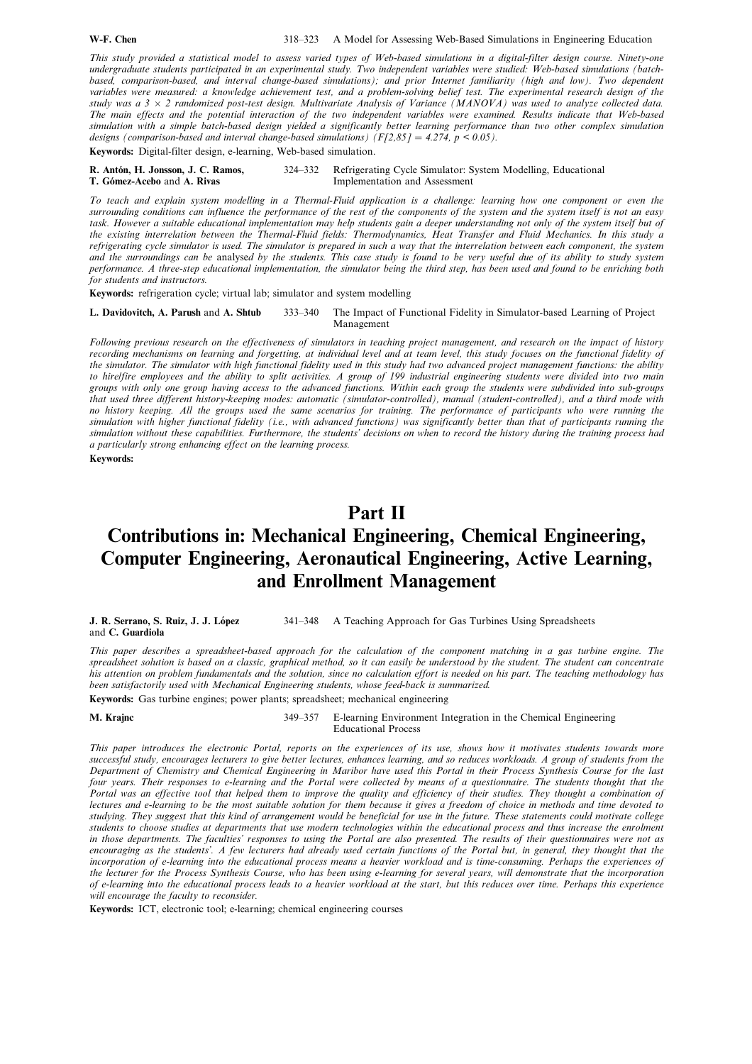**W-F. Chen** 318–323 A Model for Assessing Web-Based Simulations in Engineering Education

*This study provided a statistical model to assess varied types of Web-based simulations in a digital-filter design course. Ninety-one undergraduate students participated in an experimental study. Two independent variables were studied: Web-based simulations (batch-based, comparison-based, and interval change-based simulations); and prior Internet familiarity (high and low). Two dependent variables were measured: a knowledge achievement test, and a problem-solving belief test. The experimental research design of the study was a 3 × 2 randomized post-test design. Multivariate Analysis of Variance (MANOVA) was used to analyze collected data. The main effects and the potential interaction of the two independent variables were examined. Results indicate that Web-based simulation with a simple batch-based design yielded a significantly better learning performance than two other complex simulation designs (comparison-based and interval change-based simulations) ($F[2,85] = 4.274$, $p < 0.05$).*

**Keywords:** Digital-filter design, e-learning, Web-based simulation.

**R. Antón, H. Jonsson, J. C. Ramos, T. Gómez-Acebo** and **A. Rivas** 324–332 Refrigerating Cycle Simulator: System Modelling, Educational Implementation and Assessment

*To teach and explain system modelling in a Thermal-Fluid application is a challenge: learning how one component or even the surrounding conditions can influence the performance of the rest of the components of the system and the system itself is not an easy task. However a suitable educational implementation may help students gain a deeper understanding not only of the system itself but of the existing interrelation between the Thermal-Fluid fields: Thermodynamics, Heat Transfer and Fluid Mechanics. In this study a refrigerating cycle simulator is used. The simulator is prepared in such a way that the interrelation between each component, the system and the surroundings can be* analysed *by the students. This case study is found to be very useful due of its ability to study system performance. A three-step educational implementation, the simulator being the third step, has been used and found to be enriching both for students and instructors.*

**Keywords:** refrigeration cycle; virtual lab; simulator and system modelling

**L. Davidovitch, A. Parush** and **A. Shtub** 333–340 The Impact of Functional Fidelity in Simulator-based Learning of Project Management

*Following previous research on the effectiveness of simulators in teaching project management, and research on the impact of history recording mechanisms on learning and forgetting, at individual level and at team level, this study focuses on the functional fidelity of the simulator. The simulator with high functional fidelity used in this study had two advanced project management functions: the ability to hire/fire employees and the ability to split activities. A group of 199 industrial engineering students were divided into two main groups with only one group having access to the advanced functions. Within each group the students were subdivided into sub-groups that used three different history-keeping modes: automatic (simulator-controlled), manual (student-controlled), and a third mode with no history keeping. All the groups used the same scenarios for training. The performance of participants who were running the simulation with higher functional fidelity (i.e., with advanced functions) was significantly better than that of participants running the simulation without these capabilities. Furthermore, the students' decisions on when to record the history during the training process had a particularly strong enhancing effect on the learning process.*

**Keywords:**

# Part II
# Contributions in: Mechanical Engineering, Chemical Engineering, Computer Engineering, Aeronautical Engineering, Active Learning, and Enrollment Management

**J. R. Serrano, S. Ruiz, J. J. López** and **C. Guardiola** 341–348 A Teaching Approach for Gas Turbines Using Spreadsheets

*This paper describes a spreadsheet-based approach for the calculation of the component matching in a gas turbine engine. The spreadsheet solution is based on a classic, graphical method, so it can easily be understood by the student. The student can concentrate his attention on problem fundamentals and the solution, since no calculation effort is needed on his part. The teaching methodology has been satisfactorily used with Mechanical Engineering students, whose feed-back is summarized.*

**Keywords:** Gas turbine engines; power plants; spreadsheet; mechanical engineering

**M. Krajnc** 349–357 E-learning Environment Integration in the Chemical Engineering Educational Process

*This paper introduces the electronic Portal, reports on the experiences of its use, shows how it motivates students towards more successful study, encourages lecturers to give better lectures, enhances learning, and so reduces workloads. A group of students from the Department of Chemistry and Chemical Engineering in Maribor have used this Portal in their Process Synthesis Course for the last four years. Their responses to e-learning and the Portal were collected by means of a questionnaire. The students thought that the Portal was an effective tool that helped them to improve the quality and efficiency of their studies. They thought a combination of lectures and e-learning to be the most suitable solution for them because it gives a freedom of choice in methods and time devoted to studying. They suggest that this kind of arrangement would be beneficial for use in the future. These statements could motivate college students to choose studies at departments that use modern technologies within the educational process and thus increase the enrolment in those departments. The faculties' responses to using the Portal are also presented. The results of their questionnaires were not as encouraging as the students'. A few lecturers had already used certain functions of the Portal but, in general, they thought that the incorporation of e-learning into the educational process means a heavier workload and is time-consuming. Perhaps the experiences of the lecturer for the Process Synthesis Course, who has been using e-learning for several years, will demonstrate that the incorporation of e-learning into the educational process leads to a heavier workload at the start, but this reduces over time. Perhaps this experience will encourage the faculty to reconsider.*

**Keywords:** ICT, electronic tool; e-learning; chemical engineering courses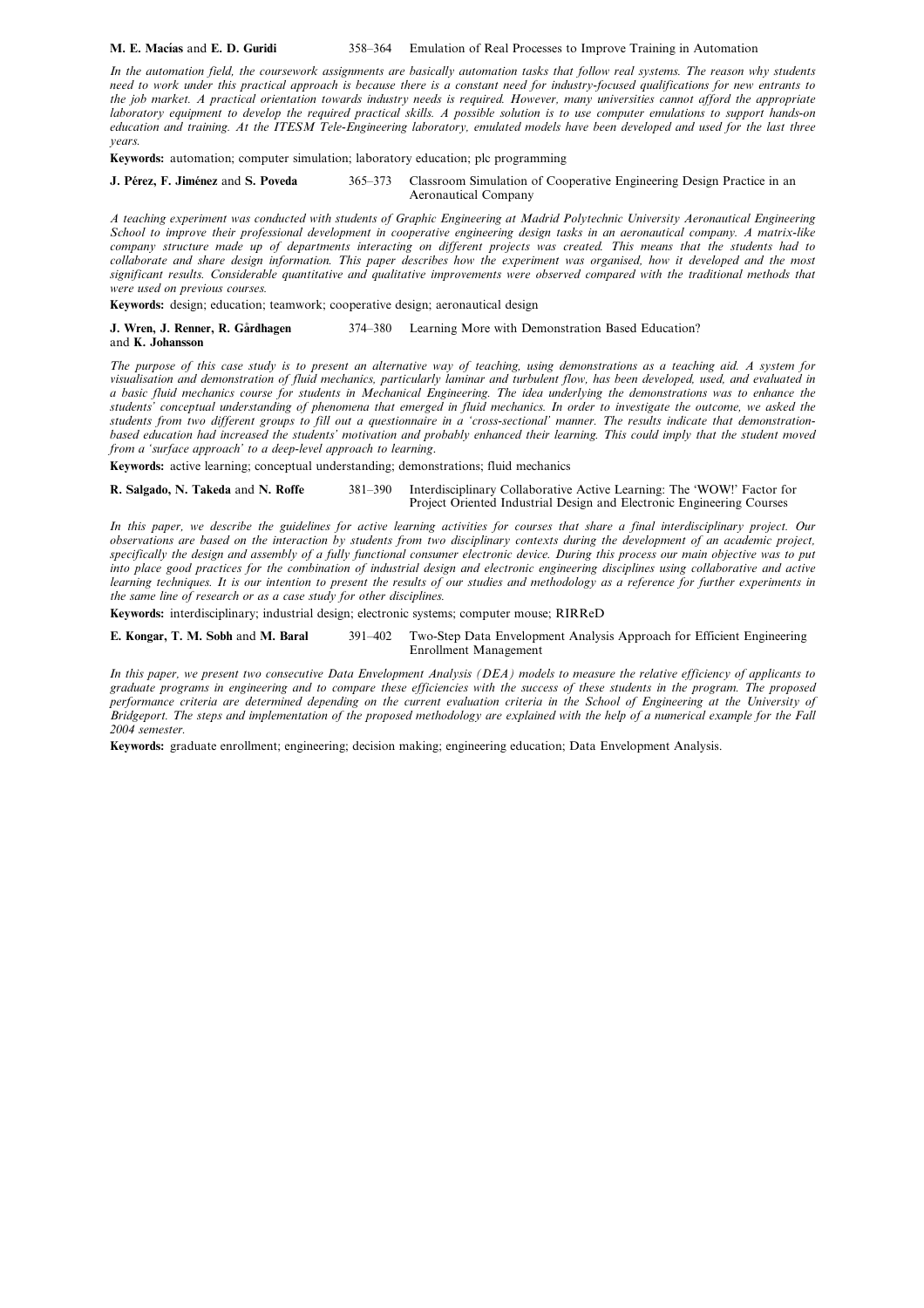**M. E. Macías** and **E. D. Guridi** 358–364 Emulation of Real Processes to Improve Training in Automation

*In the automation field, the coursework assignments are basically automation tasks that follow real systems. The reason why students need to work under this practical approach is because there is a constant need for industry-focused qualifications for new entrants to the job market. A practical orientation towards industry needs is required. However, many universities cannot afford the appropriate laboratory equipment to develop the required practical skills. A possible solution is to use computer emulations to support hands-on education and training. At the ITESM Tele-Engineering laboratory, emulated models have been developed and used for the last three years.*

**Keywords:** automation; computer simulation; laboratory education; plc programming

**J. Pérez, F. Jiménez** and **S. Poveda** 365–373 Classroom Simulation of Cooperative Engineering Design Practice in an Aeronautical Company

*A teaching experiment was conducted with students of Graphic Engineering at Madrid Polytechnic University Aeronautical Engineering School to improve their professional development in cooperative engineering design tasks in an aeronautical company. A matrix-like company structure made up of departments interacting on different projects was created. This means that the students had to collaborate and share design information. This paper describes how the experiment was organised, how it developed and the most significant results. Considerable quantitative and qualitative improvements were observed compared with the traditional methods that were used on previous courses.*

**Keywords:** design; education; teamwork; cooperative design; aeronautical design

**J. Wren, J. Renner, R. Gårdhagen** and **K. Johansson** 374–380 Learning More with Demonstration Based Education?

*The purpose of this case study is to present an alternative way of teaching, using demonstrations as a teaching aid. A system for visualisation and demonstration of fluid mechanics, particularly laminar and turbulent flow, has been developed, used, and evaluated in a basic fluid mechanics course for students in Mechanical Engineering. The idea underlying the demonstrations was to enhance the students' conceptual understanding of phenomena that emerged in fluid mechanics. In order to investigate the outcome, we asked the students from two different groups to fill out a questionnaire in a 'cross-sectional' manner. The results indicate that demonstration-based education had increased the students' motivation and probably enhanced their learning. This could imply that the student moved from a 'surface approach' to a deep-level approach to learning.*

**Keywords:** active learning; conceptual understanding; demonstrations; fluid mechanics

**R. Salgado, N. Takeda** and **N. Roffe** 381–390 Interdisciplinary Collaborative Active Learning: The 'WOW!' Factor for Project Oriented Industrial Design and Electronic Engineering Courses

*In this paper, we describe the guidelines for active learning activities for courses that share a final interdisciplinary project. Our observations are based on the interaction by students from two disciplinary contexts during the development of an academic project, specifically the design and assembly of a fully functional consumer electronic device. During this process our main objective was to put into place good practices for the combination of industrial design and electronic engineering disciplines using collaborative and active learning techniques. It is our intention to present the results of our studies and methodology as a reference for further experiments in the same line of research or as a case study for other disciplines.*

**Keywords:** interdisciplinary; industrial design; electronic systems; computer mouse; RIRReD

**E. Kongar, T. M. Sobh** and **M. Baral** 391–402 Two-Step Data Envelopment Analysis Approach for Efficient Engineering Enrollment Management

*In this paper, we present two consecutive Data Envelopment Analysis (DEA) models to measure the relative efficiency of applicants to graduate programs in engineering and to compare these efficiencies with the success of these students in the program. The proposed performance criteria are determined depending on the current evaluation criteria in the School of Engineering at the University of Bridgeport. The steps and implementation of the proposed methodology are explained with the help of a numerical example for the Fall 2004 semester.*

**Keywords:** graduate enrollment; engineering; decision making; engineering education; Data Envelopment Analysis.